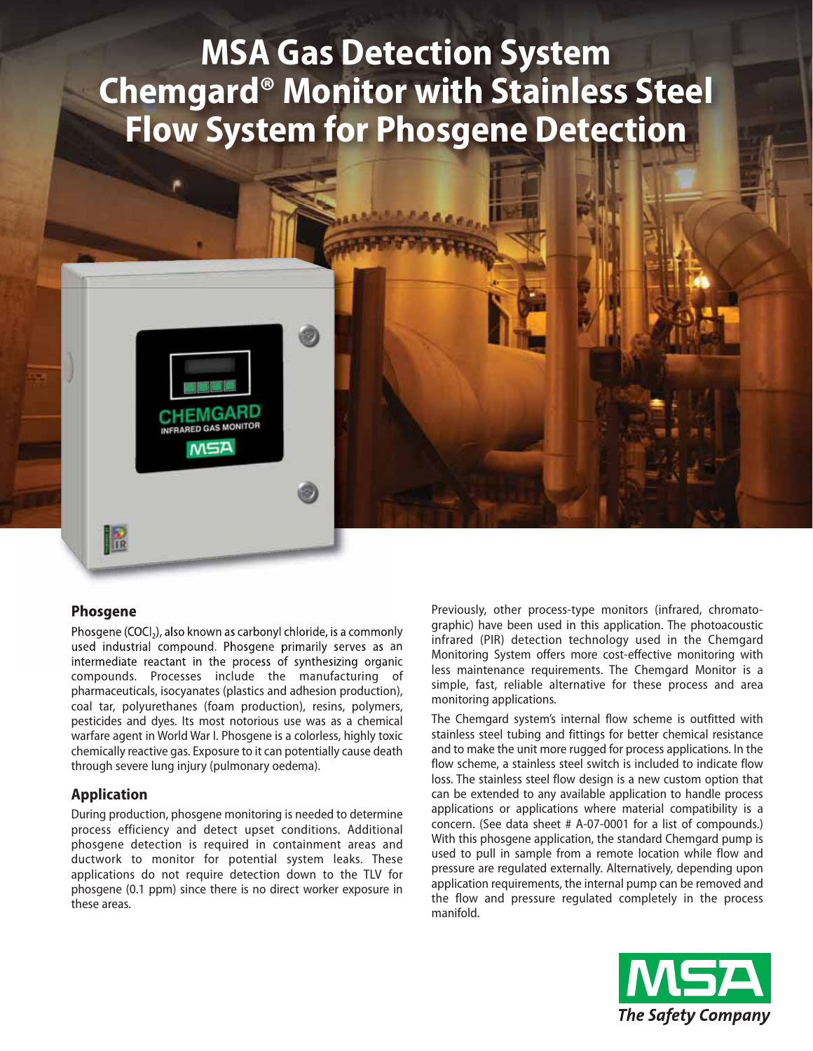# MSA Gas Detection System Chemgard® Monitor with Stainless Steel Flow System for Phosgene Detection

## Phosgene

Phosgene ($COCl_2$), also known as carbonyl chloride, is a commonly used industrial compound. Phosgene primarily serves as an intermediate reactant in the process of synthesizing organic compounds. Processes include the manufacturing of pharmaceuticals, isocyanates (plastics and adhesion production), coal tar, polyurethanes (foam production), resins, polymers, pesticides and dyes. Its most notorious use was as a chemical warfare agent in World War I. Phosgene is a colorless, highly toxic chemically reactive gas. Exposure to it can potentially cause death through severe lung injury (pulmonary oedema).

## Application

During production, phosgene monitoring is needed to determine process efficiency and detect upset conditions. Additional phosgene detection is required in containment areas and ductwork to monitor for potential system leaks. These applications do not require detection down to the TLV for phosgene (0.1 ppm) since there is no direct worker exposure in these areas.

Previously, other process-type monitors (infrared, chromatographic) have been used in this application. The photoacoustic infrared (PIR) detection technology used in the Chemgard Monitoring System offers more cost-effective monitoring with less maintenance requirements. The Chemgard Monitor is a simple, fast, reliable alternative for these process and area monitoring applications.

The Chemgard system's internal flow scheme is outfitted with stainless steel tubing and fittings for better chemical resistance and to make the unit more rugged for process applications. In the flow scheme, a stainless steel switch is included to indicate flow loss. The stainless steel flow design is a new custom option that can be extended to any available application to handle process applications or applications where material compatibility is a concern. (See data sheet # A-07-0001 for a list of compounds.) With this phosgene application, the standard Chemgard pump is used to pull in sample from a remote location while flow and pressure are regulated externally. Alternatively, depending upon application requirements, the internal pump can be removed and the flow and pressure regulated completely in the process manifold.

MSA
*The Safety Company*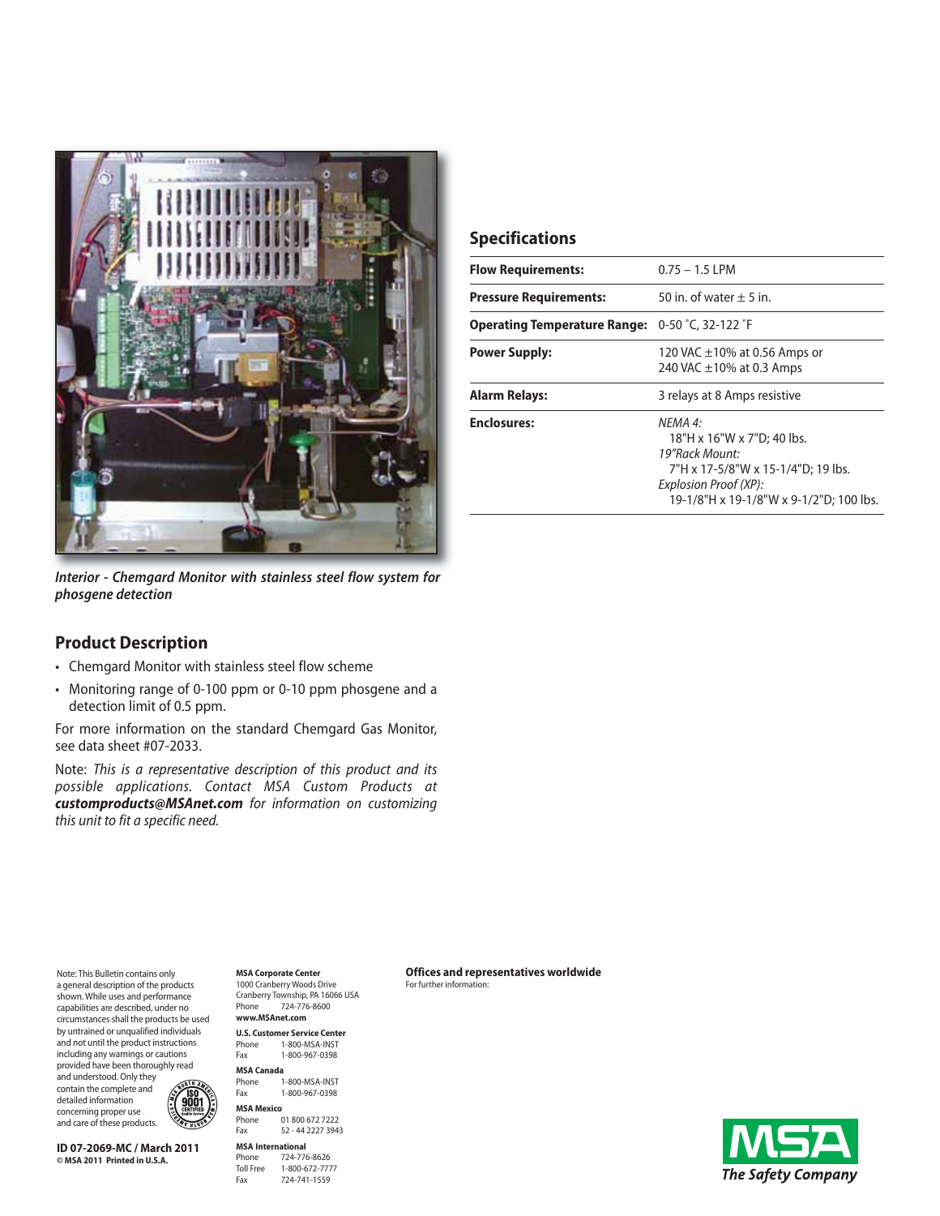*Interior - Chemgard Monitor with stainless steel flow system for phosgene detection*

## Specifications

| | |
|---|---|
| **Flow Requirements:** | 0.75 – 1.5 LPM |
| **Pressure Requirements:** | 50 in. of water ± 5 in. |
| **Operating Temperature Range:** | 0-50 °C, 32-122 °F |
| **Power Supply:** | 120 VAC ±10% at 0.56 Amps or 240 VAC ±10% at 0.3 Amps |
| **Alarm Relays:** | 3 relays at 8 Amps resistive |
| **Enclosures:** | *NEMA 4:* 18"H x 16"W x 7"D; 40 lbs. *19"Rack Mount:* 7"H x 17-5/8"W x 15-1/4"D; 19 lbs. *Explosion Proof (XP):* 19-1/8"H x 19-1/8"W x 9-1/2"D; 100 lbs. |

## Product Description

- Chemgard Monitor with stainless steel flow scheme
- Monitoring range of 0-100 ppm or 0-10 ppm phosgene and a detection limit of 0.5 ppm.

For more information on the standard Chemgard Gas Monitor, see data sheet #07-2033.

Note: *This is a representative description of this product and its possible applications. Contact MSA Custom Products at* ***customproducts@MSAnet.com*** *for information on customizing this unit to fit a specific need.*

Note: This Bulletin contains only a general description of the products shown. While uses and performance capabilities are described, under no circumstances shall the products be used by untrained or unqualified individuals and not until the product instructions including any warnings or cautions provided have been thoroughly read and understood. Only they contain the complete and detailed information concerning proper use and care of these products.

**ID 07-2069-MC / March 2011**
**© MSA 2011 Printed in U.S.A.**

**MSA Corporate Center**
1000 Cranberry Woods Drive
Cranberry Township, PA 16066 USA
Phone 724-776-8600
**www.MSAnet.com**

**U.S. Customer Service Center**
Phone 1-800-MSA-INST
Fax 1-800-967-0398

**MSA Canada**
Phone 1-800-MSA-INST
Fax 1-800-967-0398

**MSA Mexico**
Phone 01 800 672 7222
Fax 52 - 44 2227 3943

**MSA International**
Phone 724-776-8626
Toll Free 1-800-672-7777
Fax 724-741-1559

**Offices and representatives worldwide**
For further information:

MSA
*The Safety Company*